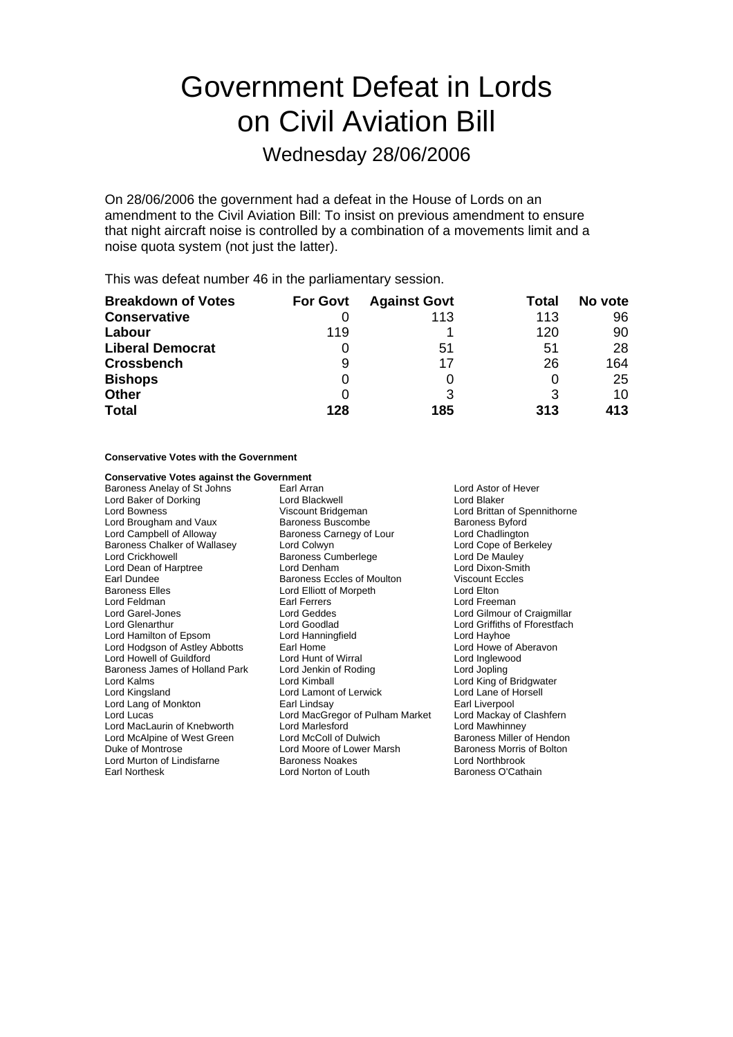# Government Defeat in Lords on Civil Aviation Bill

## Wednesday 28/06/2006

On 28/06/2006 the government had a defeat in the House of Lords on an amendment to the Civil Aviation Bill: To insist on previous amendment to ensure that night aircraft noise is controlled by a combination of a movements limit and a noise quota system (not just the latter).

This was defeat number 46 in the parliamentary session.

| Breakdown of Votes | For Govt | Against Govt | Total | No vote |
|---|---|---|---|---|
| **Conservative** | 0 | 113 | 113 | 96 |
| **Labour** | 119 | 1 | 120 | 90 |
| **Liberal Democrat** | 0 | 51 | 51 | 28 |
| **Crossbench** | 9 | 17 | 26 | 164 |
| **Bishops** | 0 | 0 | 0 | 25 |
| **Other** | 0 | 3 | 3 | 10 |
| **Total** | **128** | **185** | **313** | **413** |

**Conservative Votes with the Government**

**Conservative Votes against the Government**

Baroness Anelay of St Johns
Earl Arran
Lord Astor of Hever
Lord Baker of Dorking
Lord Blackwell
Lord Blaker
Lord Bowness
Viscount Bridgeman
Lord Brittan of Spennithorne
Lord Brougham and Vaux
Baroness Buscombe
Baroness Byford
Lord Campbell of Alloway
Baroness Carnegy of Lour
Lord Chadlington
Baroness Chalker of Wallasey
Lord Colwyn
Lord Cope of Berkeley
Lord Crickhowell
Baroness Cumberlege
Lord De Mauley
Lord Dean of Harptree
Lord Denham
Lord Dixon-Smith
Earl Dundee
Baroness Eccles of Moulton
Viscount Eccles
Baroness Elles
Lord Elliott of Morpeth
Lord Elton
Lord Feldman
Earl Ferrers
Lord Freeman
Lord Garel-Jones
Lord Geddes
Lord Gilmour of Craigmillar
Lord Glenarthur
Lord Goodlad
Lord Griffiths of Fforestfach
Lord Hamilton of Epsom
Lord Hanningfield
Lord Hayhoe
Lord Hodgson of Astley Abbotts
Earl Home
Lord Howe of Aberavon
Lord Howell of Guildford
Lord Hunt of Wirral
Lord Inglewood
Baroness James of Holland Park
Lord Jenkin of Roding
Lord Jopling
Lord Kalms
Lord Kimball
Lord King of Bridgwater
Lord Kingsland
Lord Lamont of Lerwick
Lord Lane of Horsell
Lord Lang of Monkton
Earl Lindsay
Earl Liverpool
Lord Lucas
Lord MacGregor of Pulham Market
Lord Mackay of Clashfern
Lord MacLaurin of Knebworth
Lord Marlesford
Lord Mawhinney
Lord McAlpine of West Green
Lord McColl of Dulwich
Baroness Miller of Hendon
Duke of Montrose
Lord Moore of Lower Marsh
Baroness Morris of Bolton
Lord Murton of Lindisfarne
Baroness Noakes
Lord Northbrook
Earl Northesk
Lord Norton of Louth
Baroness O'Cathain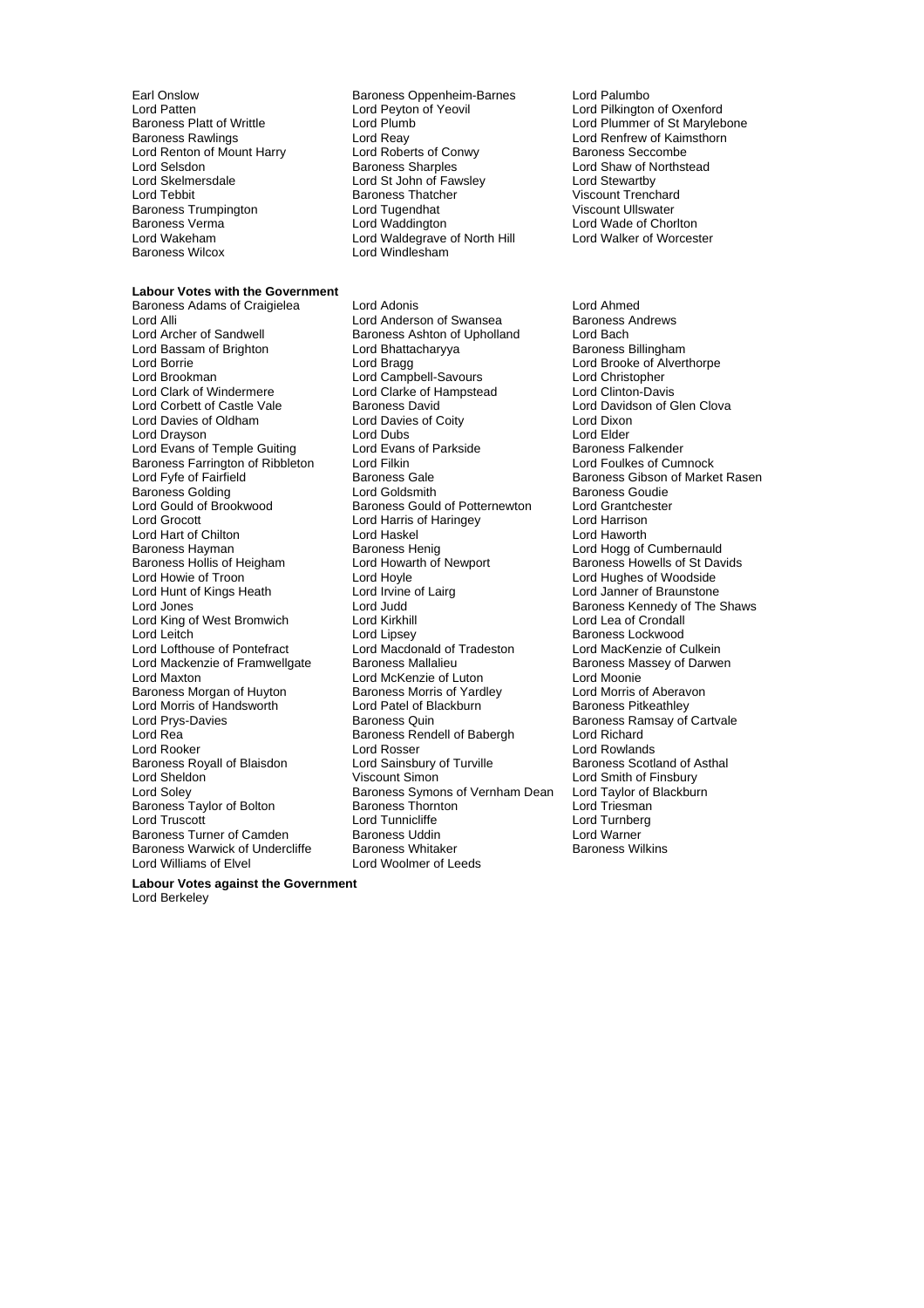Earl Onslow
Baroness Oppenheim-Barnes
Lord Palumbo
Lord Patten
Lord Peyton of Yeovil
Lord Pilkington of Oxenford
Baroness Platt of Writtle
Lord Plumb
Lord Plummer of St Marylebone
Baroness Rawlings
Lord Reay
Lord Renfrew of Kaimsthorn
Lord Renton of Mount Harry
Lord Roberts of Conwy
Baroness Seccombe
Lord Selsdon
Baroness Sharples
Lord Shaw of Northstead
Lord Skelmersdale
Lord St John of Fawsley
Lord Stewartby
Lord Tebbit
Baroness Thatcher
Viscount Trenchard
Baroness Trumpington
Lord Tugendhat
Viscount Ullswater
Baroness Verma
Lord Waddington
Lord Wade of Chorlton
Lord Wakeham
Lord Waldegrave of North Hill
Lord Walker of Worcester
Baroness Wilcox
Lord Windlesham

**Labour Votes with the Government**

Baroness Adams of Craigielea
Lord Adonis
Lord Ahmed
Lord Alli
Lord Anderson of Swansea
Baroness Andrews
Lord Archer of Sandwell
Baroness Ashton of Upholland
Lord Bach
Lord Bassam of Brighton
Lord Bhattacharyya
Baroness Billingham
Lord Borrie
Lord Bragg
Lord Brooke of Alverthorpe
Lord Brookman
Lord Campbell-Savours
Lord Christopher
Lord Clark of Windermere
Lord Clarke of Hampstead
Lord Clinton-Davis
Lord Corbett of Castle Vale
Baroness David
Lord Davidson of Glen Clova
Lord Davies of Oldham
Lord Davies of Coity
Lord Dixon
Lord Drayson
Lord Dubs
Lord Elder
Lord Evans of Temple Guiting
Lord Evans of Parkside
Baroness Falkender
Baroness Farrington of Ribbleton
Lord Filkin
Lord Foulkes of Cumnock
Lord Fyfe of Fairfield
Baroness Gale
Baroness Gibson of Market Rasen
Baroness Golding
Lord Goldsmith
Baroness Goudie
Lord Gould of Brookwood
Baroness Gould of Potternewton
Lord Grantchester
Lord Grocott
Lord Harris of Haringey
Lord Harrison
Lord Hart of Chilton
Lord Haskel
Lord Haworth
Baroness Hayman
Baroness Henig
Lord Hogg of Cumbernauld
Baroness Hollis of Heigham
Lord Howarth of Newport
Baroness Howells of St Davids
Lord Howie of Troon
Lord Hoyle
Lord Hughes of Woodside
Lord Hunt of Kings Heath
Lord Irvine of Lairg
Lord Janner of Braunstone
Lord Jones
Lord Judd
Baroness Kennedy of The Shaws
Lord King of West Bromwich
Lord Kirkhill
Lord Lea of Crondall
Lord Leitch
Lord Lipsey
Baroness Lockwood
Lord Lofthouse of Pontefract
Lord Macdonald of Tradeston
Lord MacKenzie of Culkein
Lord Mackenzie of Framwellgate
Baroness Mallalieu
Baroness Massey of Darwen
Lord Maxton
Lord McKenzie of Luton
Lord Moonie
Baroness Morgan of Huyton
Baroness Morris of Yardley
Lord Morris of Aberavon
Lord Morris of Handsworth
Lord Patel of Blackburn
Baroness Pitkeathley
Lord Prys-Davies
Baroness Quin
Baroness Ramsay of Cartvale
Lord Rea
Baroness Rendell of Babergh
Lord Richard
Lord Rooker
Lord Rosser
Lord Rowlands
Baroness Royall of Blaisdon
Lord Sainsbury of Turville
Baroness Scotland of Asthal
Lord Sheldon
Viscount Simon
Lord Smith of Finsbury
Lord Soley
Baroness Symons of Vernham Dean
Lord Taylor of Blackburn
Baroness Taylor of Bolton
Baroness Thornton
Lord Triesman
Lord Truscott
Lord Tunnicliffe
Lord Turnberg
Baroness Turner of Camden
Baroness Uddin
Lord Warner
Baroness Warwick of Undercliffe
Baroness Whitaker
Baroness Wilkins
Lord Williams of Elvel
Lord Woolmer of Leeds

**Labour Votes against the Government**

Lord Berkeley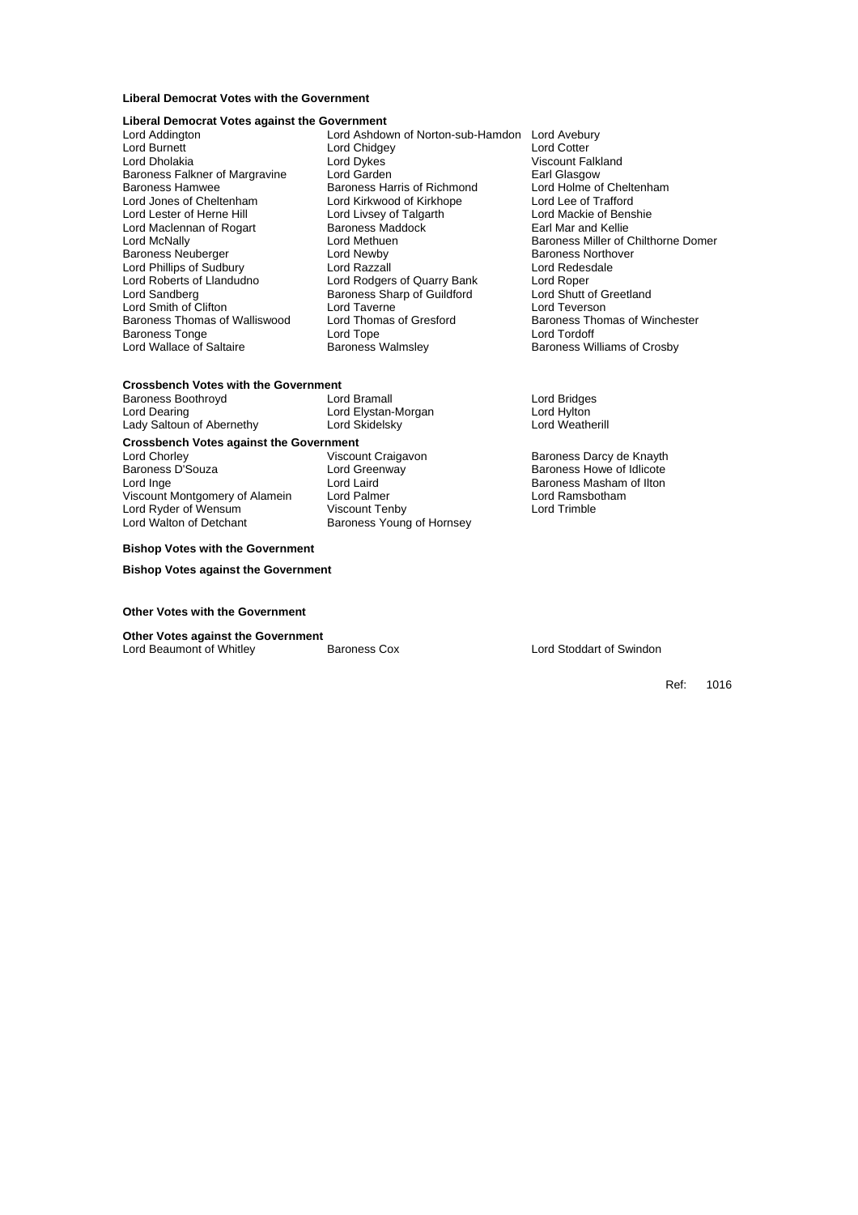**Liberal Democrat Votes with the Government**

**Liberal Democrat Votes against the Government**

Lord Addington
Lord Ashdown of Norton-sub-Hamdon
Lord Avebury
Lord Burnett
Lord Chidgey
Lord Cotter
Lord Dholakia
Lord Dykes
Viscount Falkland
Baroness Falkner of Margravine
Lord Garden
Earl Glasgow
Baroness Hamwee
Baroness Harris of Richmond
Lord Holme of Cheltenham
Lord Jones of Cheltenham
Lord Kirkwood of Kirkhope
Lord Lee of Trafford
Lord Lester of Herne Hill
Lord Livsey of Talgarth
Lord Mackie of Benshie
Lord Maclennan of Rogart
Baroness Maddock
Earl Mar and Kellie
Lord McNally
Lord Methuen
Baroness Miller of Chilthorne Domer
Baroness Neuberger
Lord Newby
Baroness Northover
Lord Phillips of Sudbury
Lord Razzall
Lord Redesdale
Lord Roberts of Llandudno
Lord Rodgers of Quarry Bank
Lord Roper
Lord Sandberg
Baroness Sharp of Guildford
Lord Shutt of Greetland
Lord Smith of Clifton
Lord Taverne
Lord Teverson
Baroness Thomas of Walliswood
Lord Thomas of Gresford
Baroness Thomas of Winchester
Baroness Tonge
Lord Tope
Lord Tordoff
Lord Wallace of Saltaire
Baroness Walmsley
Baroness Williams of Crosby

**Crossbench Votes with the Government**

Baroness Boothroyd
Lord Bramall
Lord Bridges
Lord Dearing
Lord Elystan-Morgan
Lord Hylton
Lady Saltoun of Abernethy
Lord Skidelsky
Lord Weatherill

**Crossbench Votes against the Government**

Lord Chorley
Viscount Craigavon
Baroness Darcy de Knayth
Baroness D'Souza
Lord Greenway
Baroness Howe of Idlicote
Lord Inge
Lord Laird
Baroness Masham of Ilton
Viscount Montgomery of Alamein
Lord Palmer
Lord Ramsbotham
Lord Ryder of Wensum
Viscount Tenby
Lord Trimble
Lord Walton of Detchant
Baroness Young of Hornsey

**Bishop Votes with the Government**

**Bishop Votes against the Government**

**Other Votes with the Government**

**Other Votes against the Government**

Lord Beaumont of Whitley
Baroness Cox
Lord Stoddart of Swindon

Ref: 1016